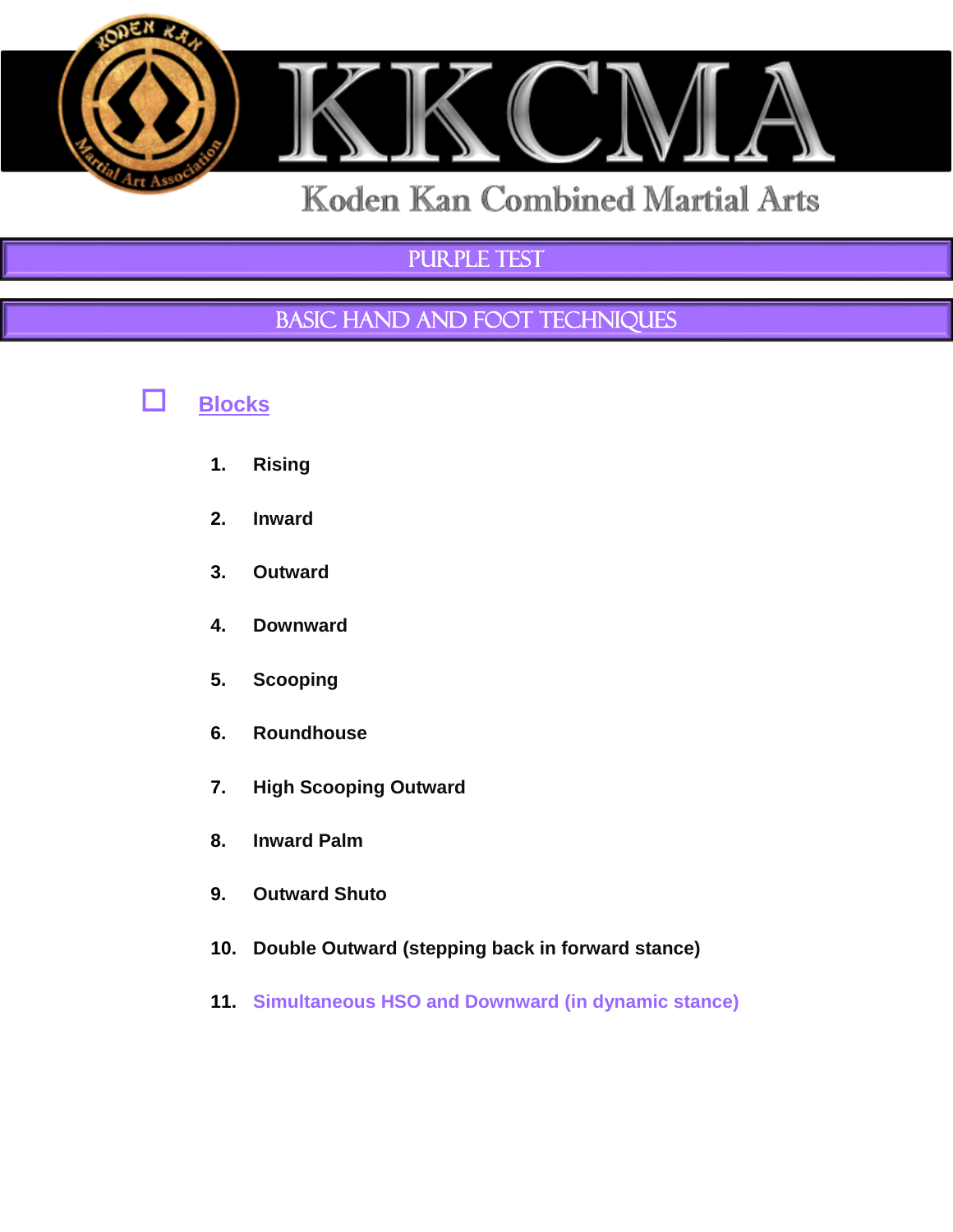# KKCMA

Koden Kan Combined Martial Arts

## PURPLE TEST

## BASIC HAND AND FOOT TECHNIQUES

- [ ] **Blocks**

1. **Rising**
2. **Inward**
3. **Outward**
4. **Downward**
5. **Scooping**
6. **Roundhouse**
7. **High Scooping Outward**
8. **Inward Palm**
9. **Outward Shuto**
10. **Double Outward (stepping back in forward stance)**
11. **Simultaneous HSO and Downward (in dynamic stance)**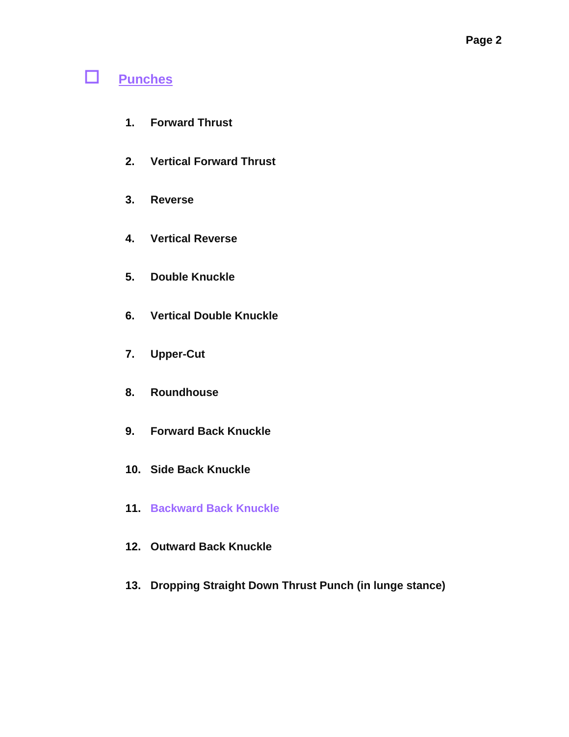## ☐ Punches

1. **Forward Thrust**
2. **Vertical Forward Thrust**
3. **Reverse**
4. **Vertical Reverse**
5. **Double Knuckle**
6. **Vertical Double Knuckle**
7. **Upper-Cut**
8. **Roundhouse**
9. **Forward Back Knuckle**
10. **Side Back Knuckle**
11. **Backward Back Knuckle**
12. **Outward Back Knuckle**
13. **Dropping Straight Down Thrust Punch (in lunge stance)**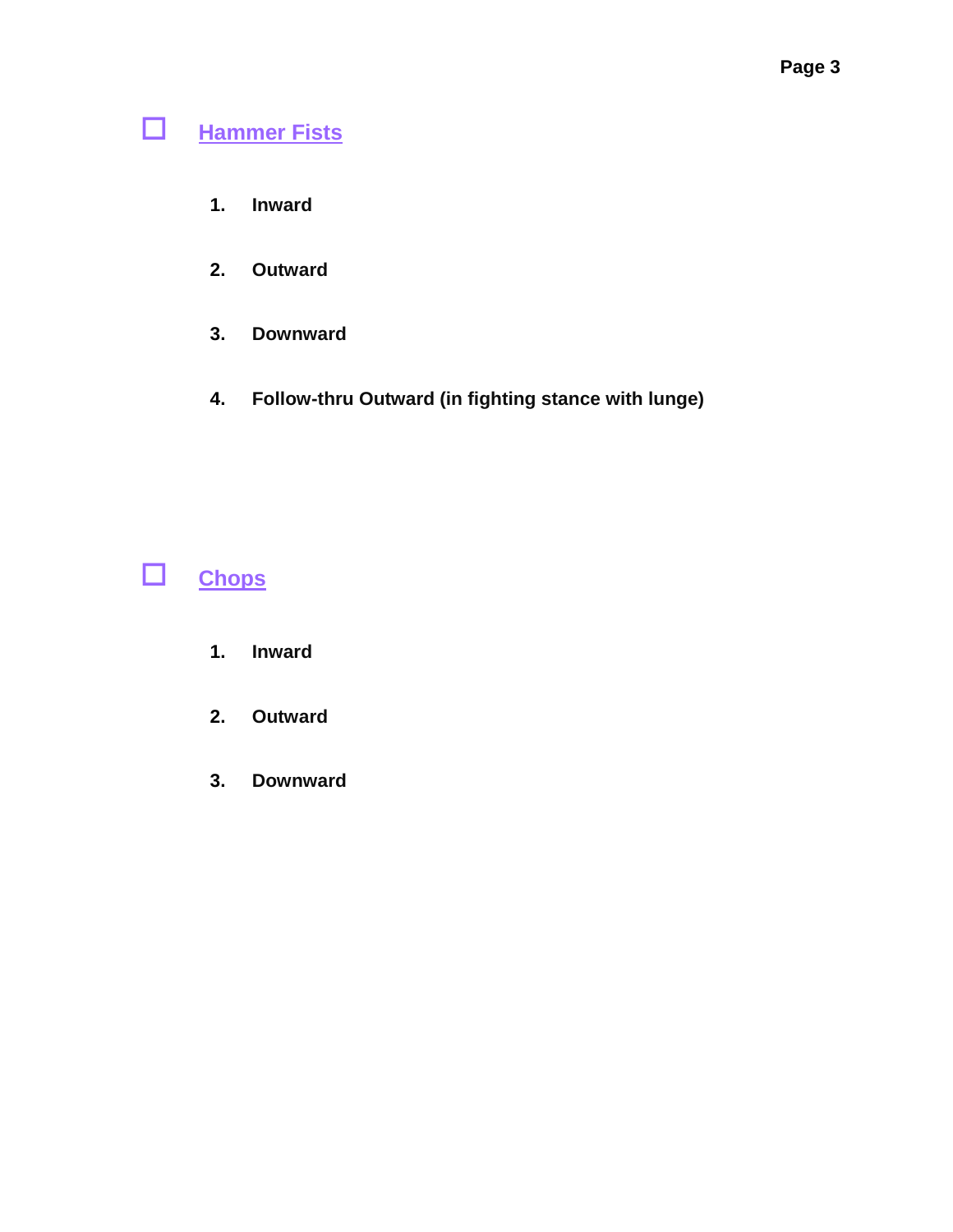- [ ] **Hammer Fists**

1. **Inward**
2. **Outward**
3. **Downward**
4. **Follow-thru Outward (in fighting stance with lunge)**

- [ ] **Chops**

1. **Inward**
2. **Outward**
3. **Downward**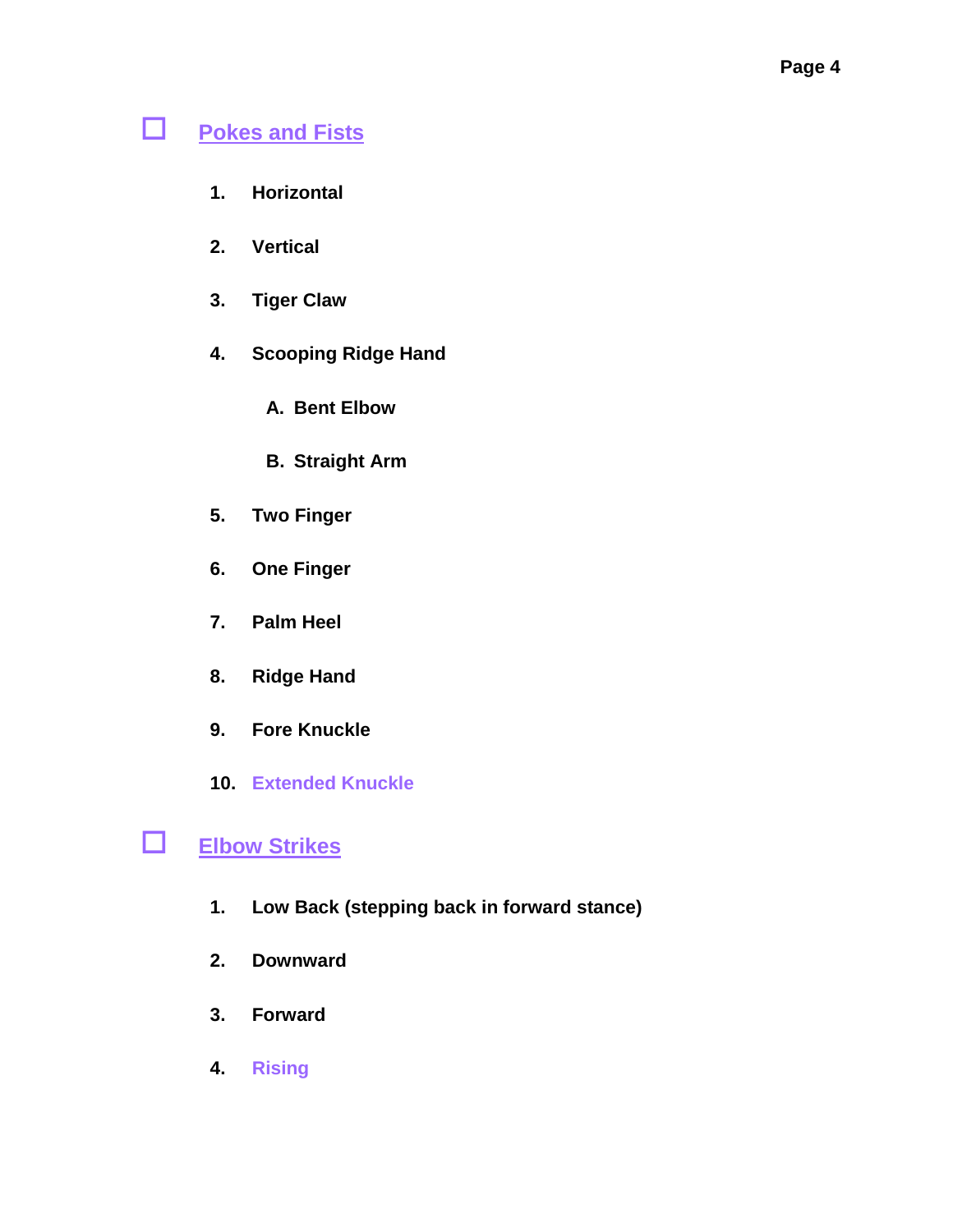## ☐ Pokes and Fists

1. **Horizontal**
2. **Vertical**
3. **Tiger Claw**
4. **Scooping Ridge Hand**
   - A. **Bent Elbow**
   - B. **Straight Arm**
5. **Two Finger**
6. **One Finger**
7. **Palm Heel**
8. **Ridge Hand**
9. **Fore Knuckle**
10. **Extended Knuckle**

## ☐ Elbow Strikes

1. **Low Back (stepping back in forward stance)**
2. **Downward**
3. **Forward**
4. **Rising**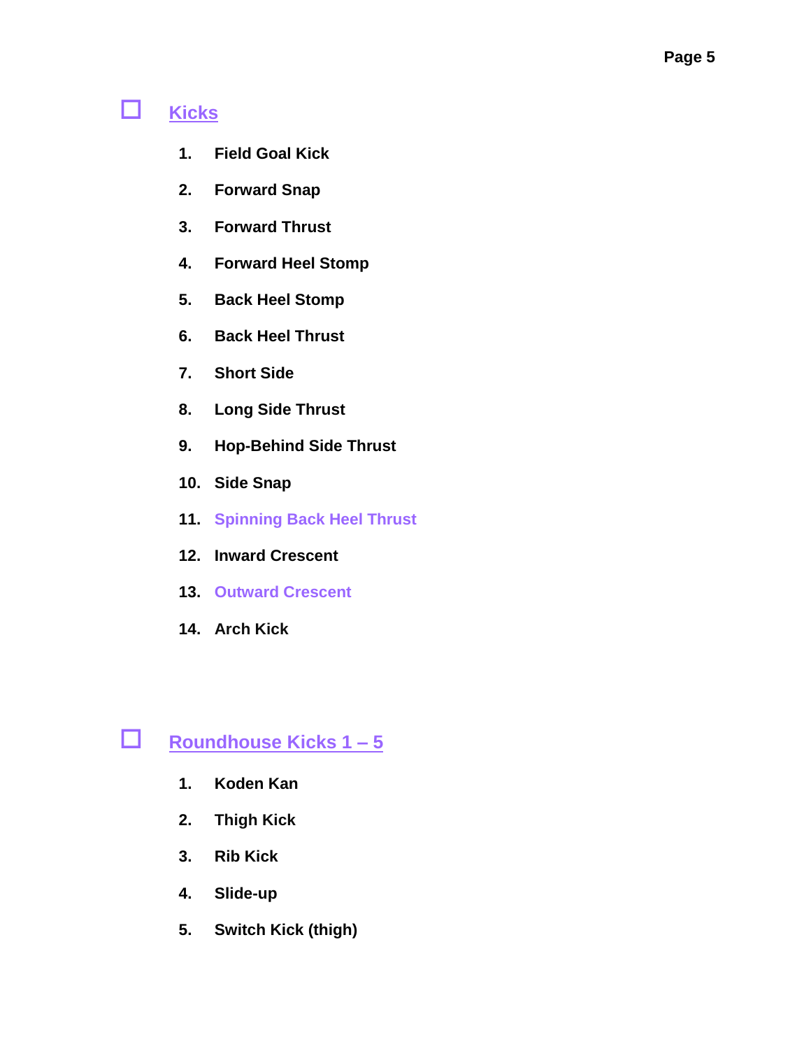## ☐ Kicks

1. **Field Goal Kick**
2. **Forward Snap**
3. **Forward Thrust**
4. **Forward Heel Stomp**
5. **Back Heel Stomp**
6. **Back Heel Thrust**
7. **Short Side**
8. **Long Side Thrust**
9. **Hop-Behind Side Thrust**
10. **Side Snap**
11. **Spinning Back Heel Thrust**
12. **Inward Crescent**
13. **Outward Crescent**
14. **Arch Kick**

## ☐ Roundhouse Kicks 1 – 5

1. **Koden Kan**
2. **Thigh Kick**
3. **Rib Kick**
4. **Slide-up**
5. **Switch Kick (thigh)**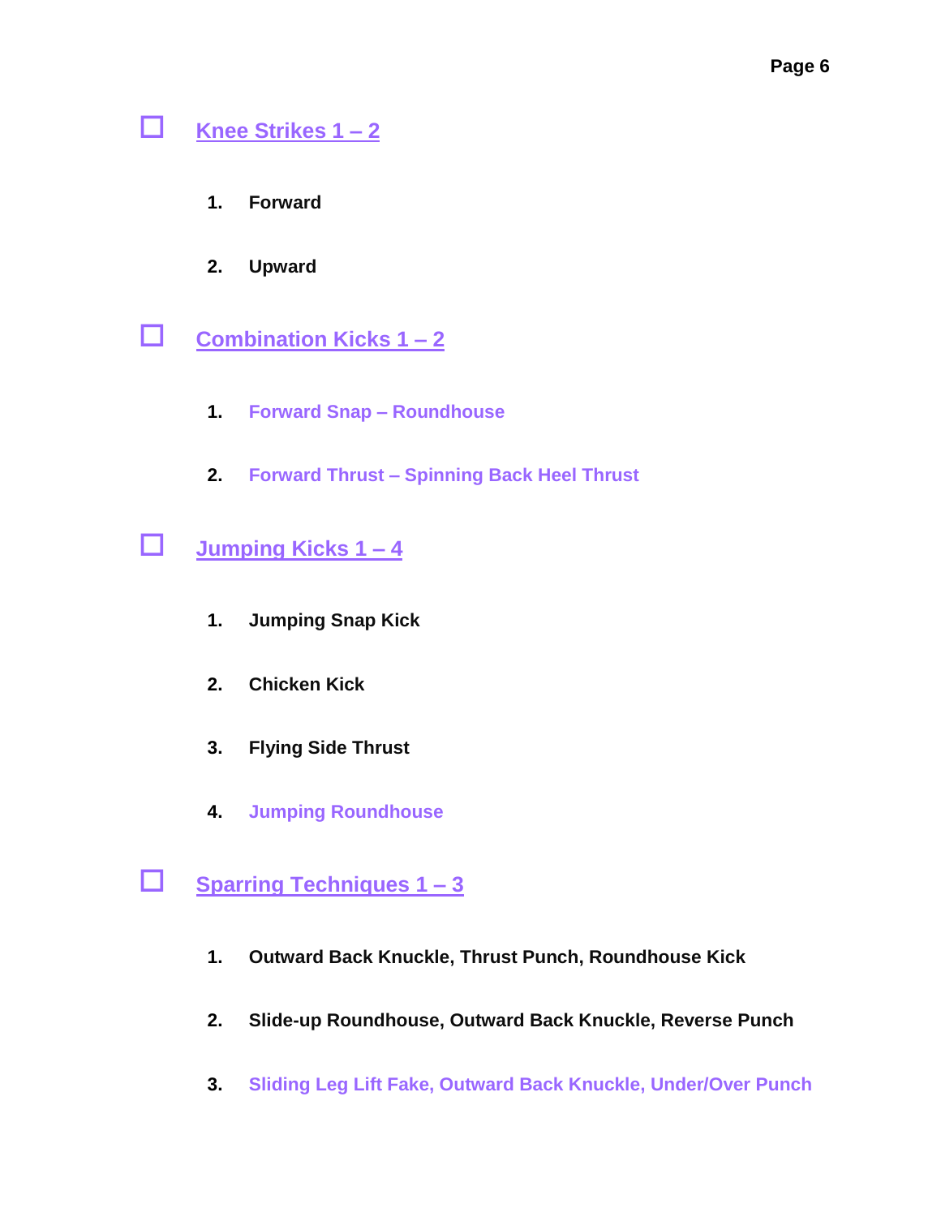- [ ] **Knee Strikes 1 – 2**

    1. **Forward**
    2. **Upward**

- [ ] **Combination Kicks 1 – 2**

    1. **Forward Snap – Roundhouse**
    2. **Forward Thrust – Spinning Back Heel Thrust**

- [ ] **Jumping Kicks 1 – 4**

    1. **Jumping Snap Kick**
    2. **Chicken Kick**
    3. **Flying Side Thrust**
    4. **Jumping Roundhouse**

- [ ] **Sparring Techniques 1 – 3**

    1. **Outward Back Knuckle, Thrust Punch, Roundhouse Kick**
    2. **Slide-up Roundhouse, Outward Back Knuckle, Reverse Punch**
    3. **Sliding Leg Lift Fake, Outward Back Knuckle, Under/Over Punch**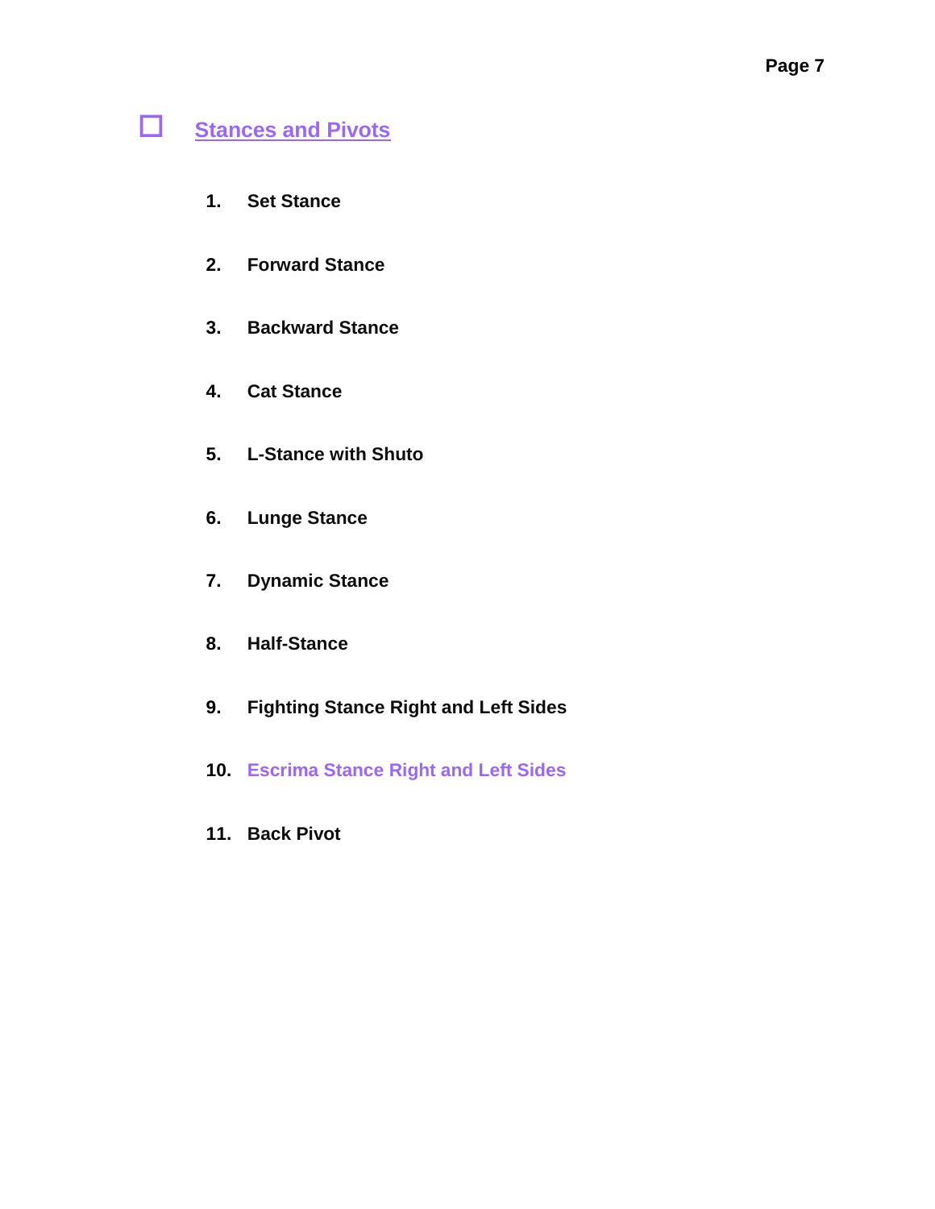## ☐ Stances and Pivots

1. **Set Stance**
2. **Forward Stance**
3. **Backward Stance**
4. **Cat Stance**
5. **L-Stance with Shuto**
6. **Lunge Stance**
7. **Dynamic Stance**
8. **Half-Stance**
9. **Fighting Stance Right and Left Sides**
10. **Escrima Stance Right and Left Sides**
11. **Back Pivot**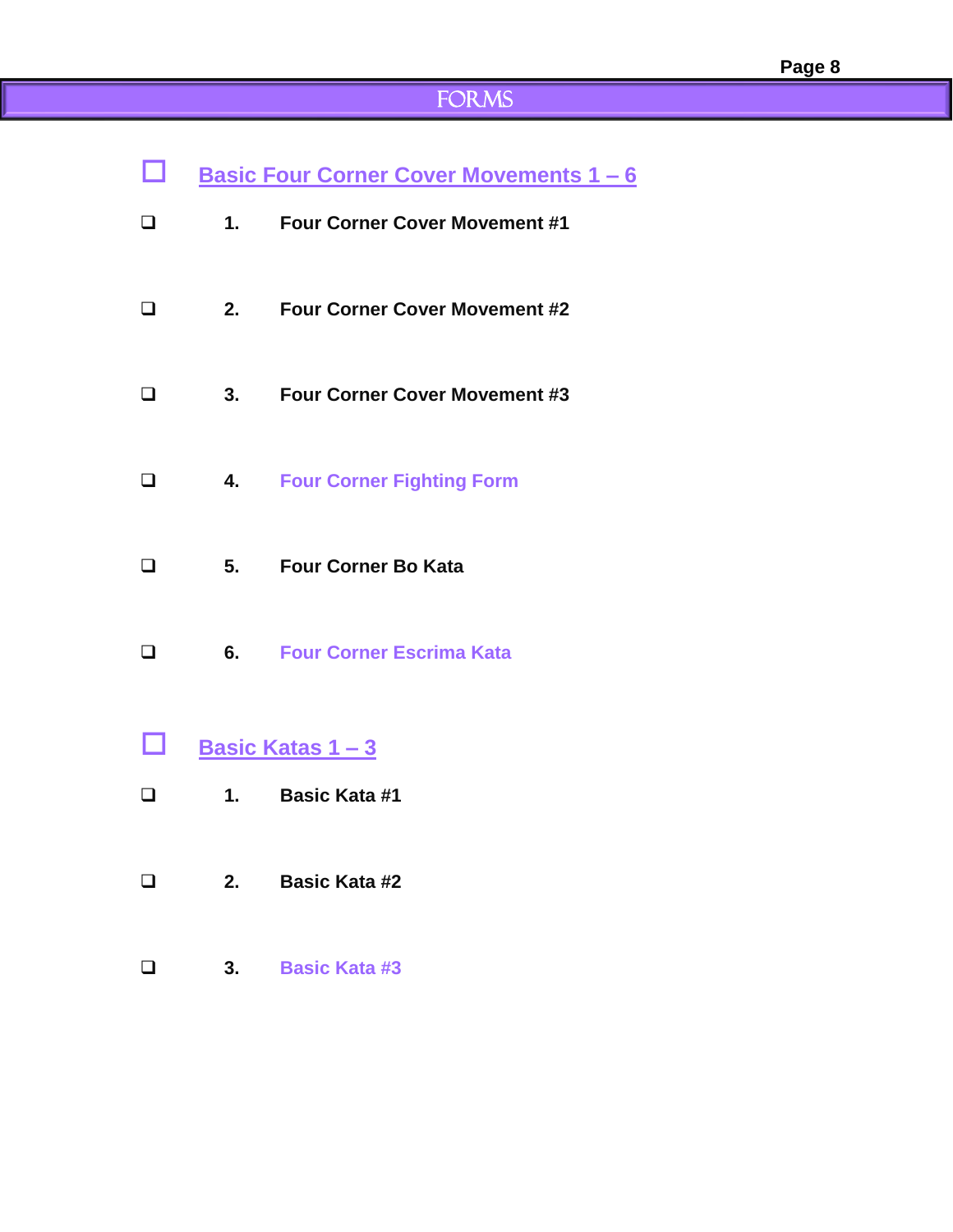# FORMS

## Basic Four Corner Cover Movements 1 – 6

- ☐ **1. Four Corner Cover Movement #1**
- ☐ **2. Four Corner Cover Movement #2**
- ☐ **3. Four Corner Cover Movement #3**
- ☐ **4. Four Corner Fighting Form**
- ☐ **5. Four Corner Bo Kata**
- ☐ **6. Four Corner Escrima Kata**

## Basic Katas 1 – 3

- ☐ **1. Basic Kata #1**
- ☐ **2. Basic Kata #2**
- ☐ **3. Basic Kata #3**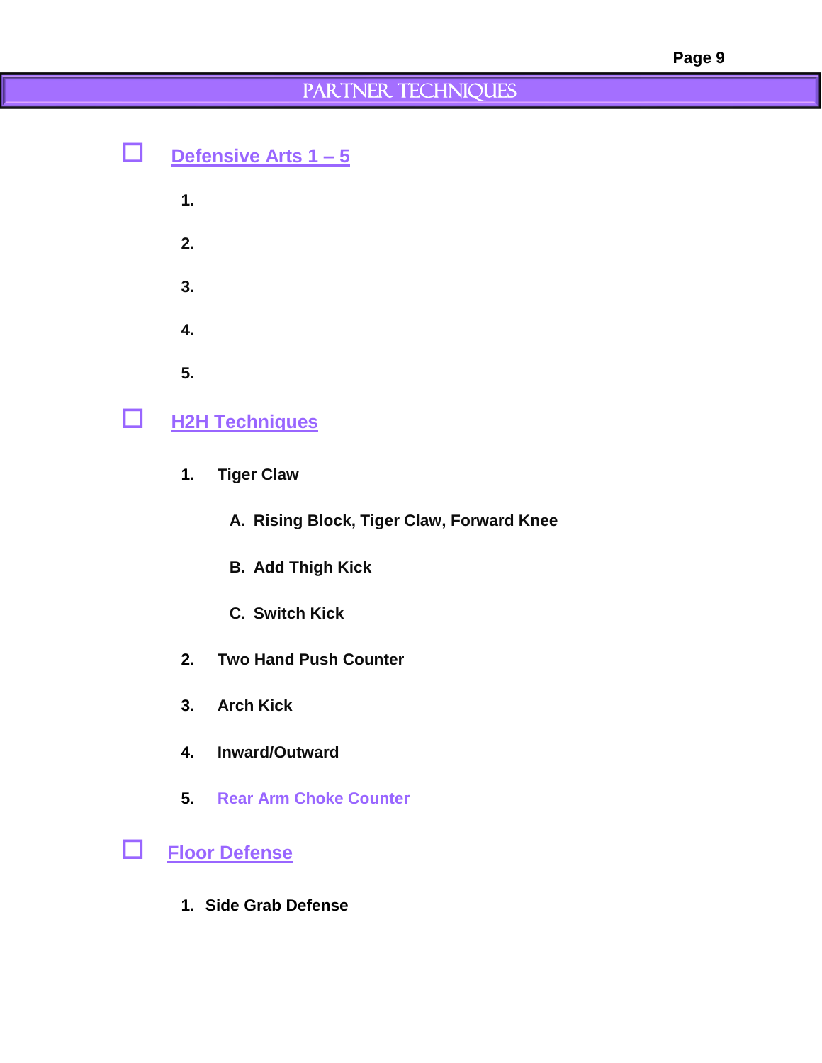# PARTNER TECHNIQUES

- [ ] **Defensive Arts 1 – 5**

  1.
  2.
  3.
  4.
  5.

- [ ] **H2H Techniques**

  1. **Tiger Claw**
     - A. **Rising Block, Tiger Claw, Forward Knee**
     - B. **Add Thigh Kick**
     - C. **Switch Kick**
  2. **Two Hand Push Counter**
  3. **Arch Kick**
  4. **Inward/Outward**
  5. **Rear Arm Choke Counter**

- [ ] **Floor Defense**

  1. **Side Grab Defense**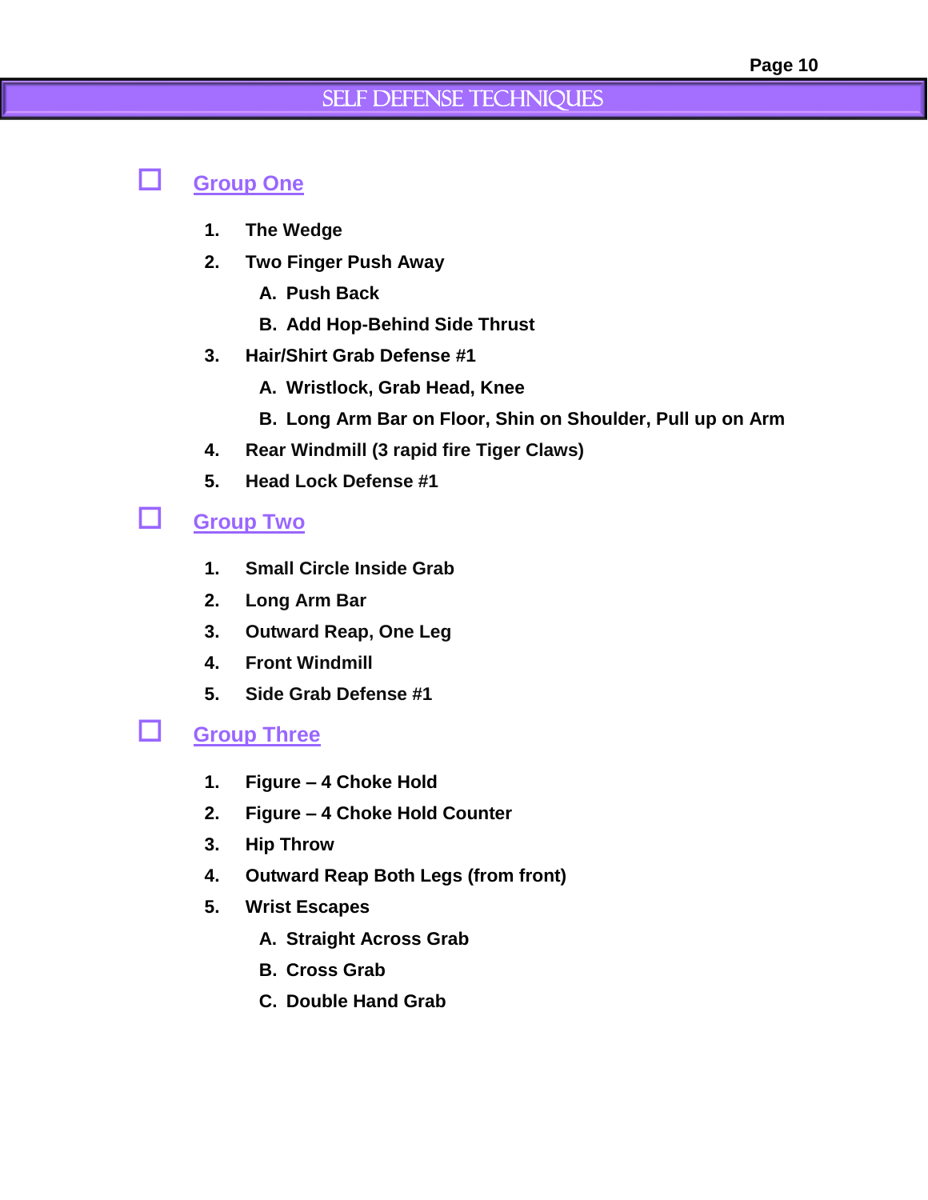# SELF DEFENSE TECHNIQUES

## ☐ Group One

1. **The Wedge**
2. **Two Finger Push Away**
   - A. **Push Back**
   - B. **Add Hop-Behind Side Thrust**
3. **Hair/Shirt Grab Defense #1**
   - A. **Wristlock, Grab Head, Knee**
   - B. **Long Arm Bar on Floor, Shin on Shoulder, Pull up on Arm**
4. **Rear Windmill (3 rapid fire Tiger Claws)**
5. **Head Lock Defense #1**

## ☐ Group Two

1. **Small Circle Inside Grab**
2. **Long Arm Bar**
3. **Outward Reap, One Leg**
4. **Front Windmill**
5. **Side Grab Defense #1**

## ☐ Group Three

1. **Figure – 4 Choke Hold**
2. **Figure – 4 Choke Hold Counter**
3. **Hip Throw**
4. **Outward Reap Both Legs (from front)**
5. **Wrist Escapes**
   - A. **Straight Across Grab**
   - B. **Cross Grab**
   - C. **Double Hand Grab**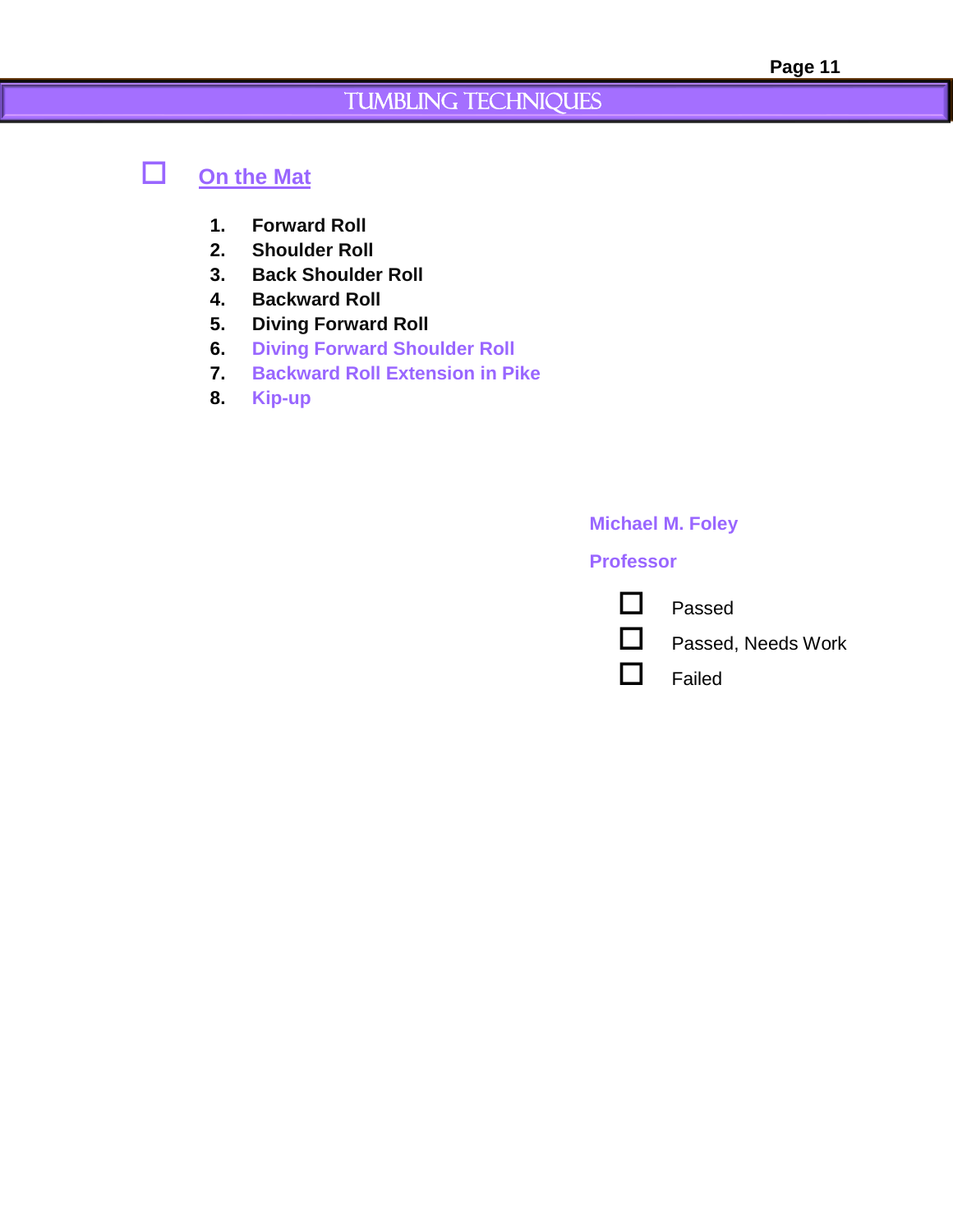# TUMBLING TECHNIQUES

## ☐ On the Mat

1. **Forward Roll**
2. **Shoulder Roll**
3. **Back Shoulder Roll**
4. **Backward Roll**
5. **Diving Forward Roll**
6. **Diving Forward Shoulder Roll**
7. **Backward Roll Extension in Pike**
8. **Kip-up**

**Michael M. Foley**

**Professor**

☐ Passed

☐ Passed, Needs Work

☐ Failed